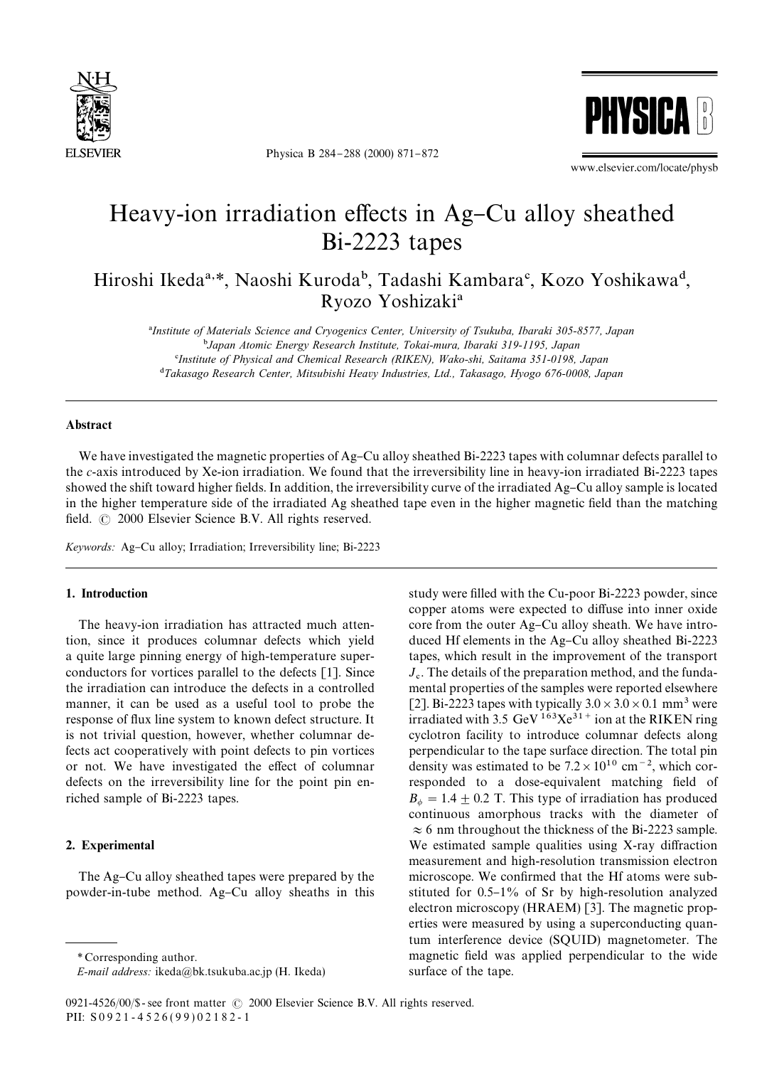# Heavy-ion irradiation effects in Ag–Cu alloy sheathed Bi-2223 tapes

Hiroshi Ikeda[a,*], Naoshi Kuroda[b], Tadashi Kambara[c], Kozo Yoshikawa[d], Ryozo Yoshizaki[a]

[a]Institute of Materials Science and Cryogenics Center, University of Tsukuba, Ibaraki 305-8577, Japan
[b]Japan Atomic Energy Research Institute, Tokai-mura, Ibaraki 319-1195, Japan
[c]Institute of Physical and Chemical Research (RIKEN), Wako-shi, Saitama 351-0198, Japan
[d]Takasago Research Center, Mitsubishi Heavy Industries, Ltd., Takasago, Hyogo 676-0008, Japan

## Abstract

We have investigated the magnetic properties of Ag–Cu alloy sheathed Bi-2223 tapes with columnar defects parallel to the *c*-axis introduced by Xe-ion irradiation. We found that the irreversibility line in heavy-ion irradiated Bi-2223 tapes showed the shift toward higher fields. In addition, the irreversibility curve of the irradiated Ag–Cu alloy sample is located in the higher temperature side of the irradiated Ag sheathed tape even in the higher magnetic field than the matching field. © 2000 Elsevier Science B.V. All rights reserved.

*Keywords:* Ag–Cu alloy; Irradiation; Irreversibility line; Bi-2223

## 1. Introduction

The heavy-ion irradiation has attracted much attention, since it produces columnar defects which yield a quite large pinning energy of high-temperature superconductors for vortices parallel to the defects [1]. Since the irradiation can introduce the defects in a controlled manner, it can be used as a useful tool to probe the response of flux line system to known defect structure. It is not trivial question, however, whether columnar defects act cooperatively with point defects to pin vortices or not. We have investigated the effect of columnar defects on the irreversibility line for the point pin enriched sample of Bi-2223 tapes.

## 2. Experimental

The Ag–Cu alloy sheathed tapes were prepared by the powder-in-tube method. Ag–Cu alloy sheaths in this study were filled with the Cu-poor Bi-2223 powder, since copper atoms were expected to diffuse into inner oxide core from the outer Ag–Cu alloy sheath. We have introduced Hf elements in the Ag–Cu alloy sheathed Bi-2223 tapes, which result in the improvement of the transport $J_c$. The details of the preparation method, and the fundamental properties of the samples were reported elsewhere [2]. Bi-2223 tapes with typically $3.0 \times 3.0 \times 0.1$ mm$^3$ were irradiated with 3.5 GeV $^{163}Xe^{31+}$ ion at the RIKEN ring cyclotron facility to introduce columnar defects along perpendicular to the tape surface direction. The total pin density was estimated to be $7.2 \times 10^{10}$ cm$^{-2}$, which corresponded to a dose-equivalent matching field of $B_\phi = 1.4 \pm 0.2$ T. This type of irradiation has produced continuous amorphous tracks with the diameter of $\approx 6$ nm throughout the thickness of the Bi-2223 sample. We estimated sample qualities using X-ray diffraction measurement and high-resolution transmission electron microscope. We confirmed that the Hf atoms were substituted for 0.5–1% of Sr by high-resolution analyzed electron microscopy (HRAEM) [3]. The magnetic properties were measured by using a superconducting quantum interference device (SQUID) magnetometer. The magnetic field was applied perpendicular to the wide surface of the tape.

\* Corresponding author.
*E-mail address:* ikeda@bk.tsukuba.ac.jp (H. Ikeda)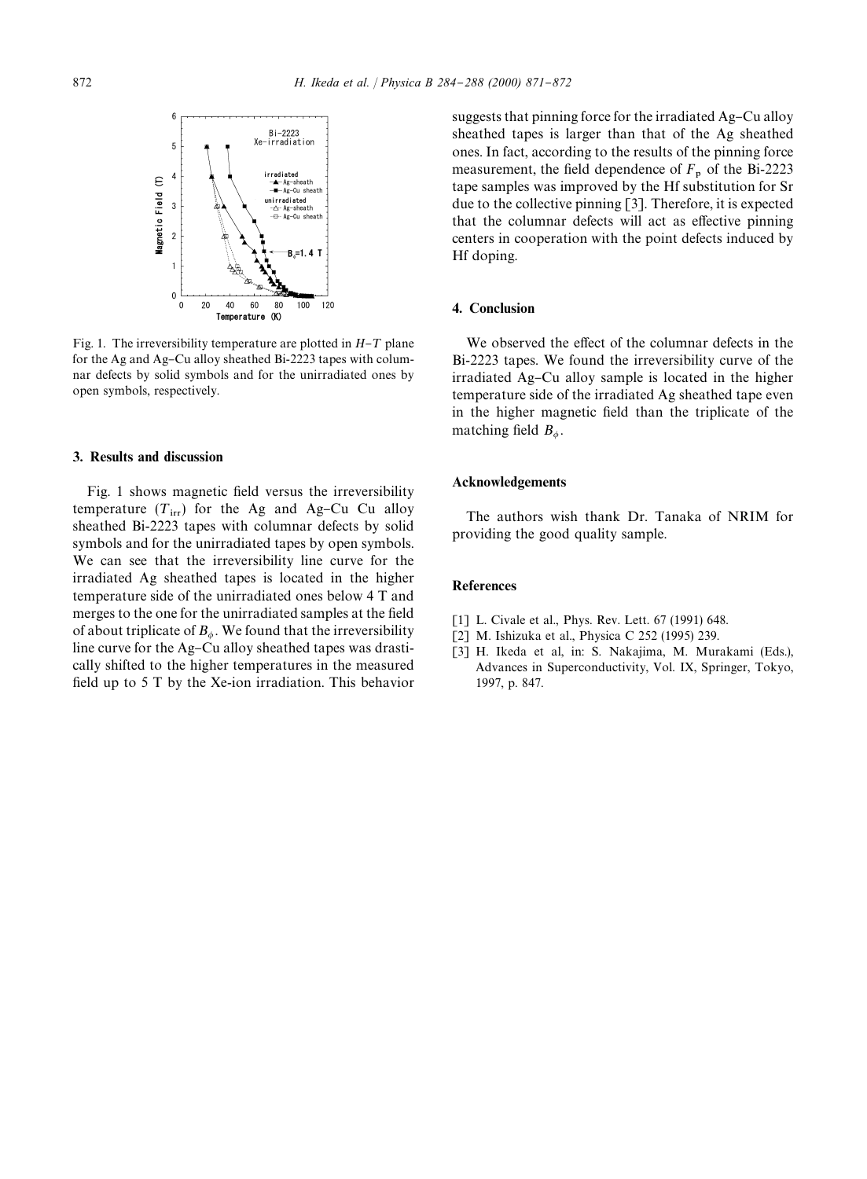Bi-2223
Xe-irradiation

irradiated
Ag-sheath
Ag-Cu sheath
unirradiated
Ag-sheath
Ag-Cu sheath

$B_\phi$=1.4 T

Magnetic Field (T)

Temperature (K)

0
1
2
3
4
5
6

0
20
40
60
80
100
120

Fig. 1. The irreversibility temperature are plotted in $H$–$T$ plane for the Ag and Ag–Cu alloy sheathed Bi-2223 tapes with columnar defects by solid symbols and for the unirradiated ones by open symbols, respectively.

## 3. Results and discussion

Fig. 1 shows magnetic field versus the irreversibility temperature ($T_{irr}$) for the Ag and Ag–Cu Cu alloy sheathed Bi-2223 tapes with columnar defects by solid symbols and for the unirradiated tapes by open symbols. We can see that the irreversibility line curve for the irradiated Ag sheathed tapes is located in the higher temperature side of the unirradiated ones below 4 T and merges to the one for the unirradiated samples at the field of about triplicate of $B_\phi$. We found that the irreversibility line curve for the Ag–Cu alloy sheathed tapes was drastically shifted to the higher temperatures in the measured field up to 5 T by the Xe-ion irradiation. This behavior suggests that pinning force for the irradiated Ag–Cu alloy sheathed tapes is larger than that of the Ag sheathed ones. In fact, according to the results of the pinning force measurement, the field dependence of $F_p$ of the Bi-2223 tape samples was improved by the Hf substitution for Sr due to the collective pinning [3]. Therefore, it is expected that the columnar defects will act as effective pinning centers in cooperation with the point defects induced by Hf doping.

## 4. Conclusion

We observed the effect of the columnar defects in the Bi-2223 tapes. We found the irreversibility curve of the irradiated Ag–Cu alloy sample is located in the higher temperature side of the irradiated Ag sheathed tape even in the higher magnetic field than the triplicate of the matching field $B_\phi$.

## Acknowledgements

The authors wish thank Dr. Tanaka of NRIM for providing the good quality sample.

## References

[1] L. Civale et al., Phys. Rev. Lett. 67 (1991) 648.

[2] M. Ishizuka et al., Physica C 252 (1995) 239.

[3] H. Ikeda et al, in: S. Nakajima, M. Murakami (Eds.), Advances in Superconductivity, Vol. IX, Springer, Tokyo, 1997, p. 847.